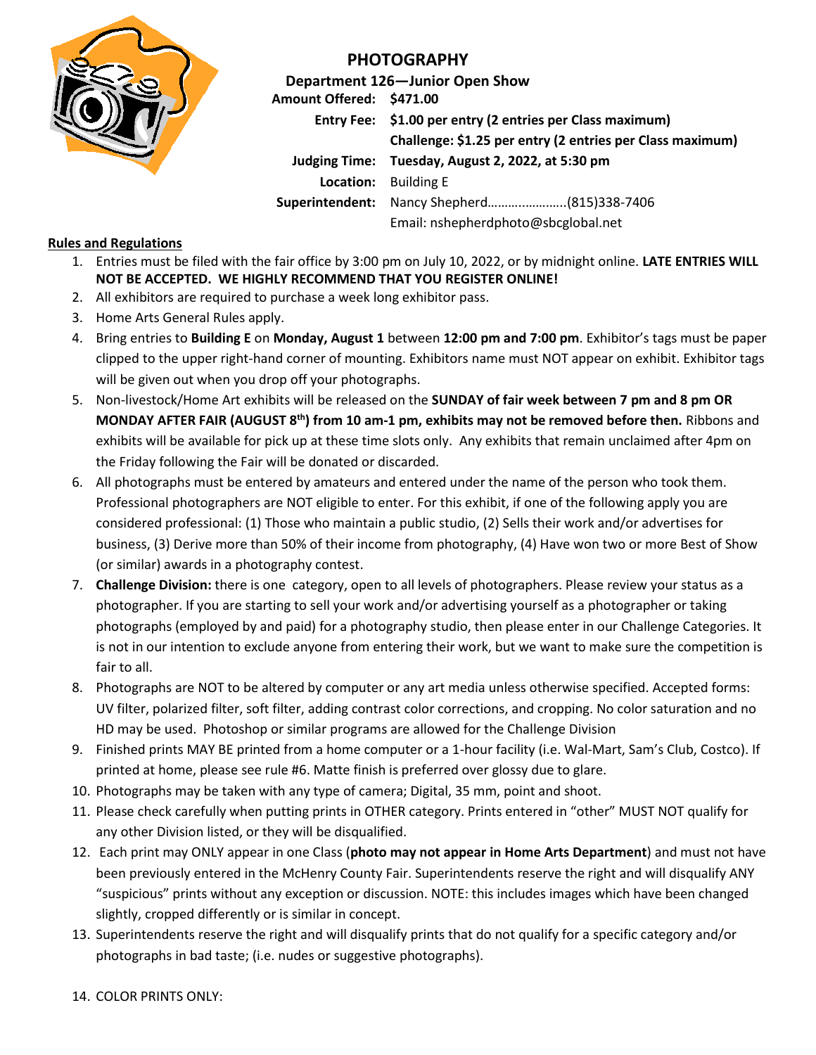# PHOTOGRAPHY

**Department 126—Junior Open Show**

**Amount Offered:** **$471.00**

**Entry Fee:** **$1.00 per entry (2 entries per Class maximum)**
**Challenge: $1.25 per entry (2 entries per Class maximum)**

**Judging Time:** **Tuesday, August 2, 2022, at 5:30 pm**

**Location:** Building E

**Superintendent:** Nancy Shepherd…………………..(815)338-7406
Email: nshepherdphoto@sbcglobal.net

## Rules and Regulations

1. Entries must be filed with the fair office by 3:00 pm on July 10, 2022, or by midnight online. **LATE ENTRIES WILL NOT BE ACCEPTED. WE HIGHLY RECOMMEND THAT YOU REGISTER ONLINE!**
2. All exhibitors are required to purchase a week long exhibitor pass.
3. Home Arts General Rules apply.
4. Bring entries to **Building E** on **Monday, August 1** between **12:00 pm and 7:00 pm**. Exhibitor's tags must be paper clipped to the upper right-hand corner of mounting. Exhibitors name must NOT appear on exhibit. Exhibitor tags will be given out when you drop off your photographs.
5. Non-livestock/Home Art exhibits will be released on the **SUNDAY of fair week between 7 pm and 8 pm OR MONDAY AFTER FAIR (AUGUST 8th) from 10 am-1 pm, exhibits may not be removed before then.** Ribbons and exhibits will be available for pick up at these time slots only. Any exhibits that remain unclaimed after 4pm on the Friday following the Fair will be donated or discarded.
6. All photographs must be entered by amateurs and entered under the name of the person who took them. Professional photographers are NOT eligible to enter. For this exhibit, if one of the following apply you are considered professional: (1) Those who maintain a public studio, (2) Sells their work and/or advertises for business, (3) Derive more than 50% of their income from photography, (4) Have won two or more Best of Show (or similar) awards in a photography contest.
7. **Challenge Division:** there is one category, open to all levels of photographers. Please review your status as a photographer. If you are starting to sell your work and/or advertising yourself as a photographer or taking photographs (employed by and paid) for a photography studio, then please enter in our Challenge Categories. It is not in our intention to exclude anyone from entering their work, but we want to make sure the competition is fair to all.
8. Photographs are NOT to be altered by computer or any art media unless otherwise specified. Accepted forms: UV filter, polarized filter, soft filter, adding contrast color corrections, and cropping. No color saturation and no HD may be used. Photoshop or similar programs are allowed for the Challenge Division
9. Finished prints MAY BE printed from a home computer or a 1-hour facility (i.e. Wal-Mart, Sam's Club, Costco). If printed at home, please see rule #6. Matte finish is preferred over glossy due to glare.
10. Photographs may be taken with any type of camera; Digital, 35 mm, point and shoot.
11. Please check carefully when putting prints in OTHER category. Prints entered in "other" MUST NOT qualify for any other Division listed, or they will be disqualified.
12. Each print may ONLY appear in one Class (**photo may not appear in Home Arts Department**) and must not have been previously entered in the McHenry County Fair. Superintendents reserve the right and will disqualify ANY "suspicious" prints without any exception or discussion. NOTE: this includes images which have been changed slightly, cropped differently or is similar in concept.
13. Superintendents reserve the right and will disqualify prints that do not qualify for a specific category and/or photographs in bad taste; (i.e. nudes or suggestive photographs).
14. COLOR PRINTS ONLY: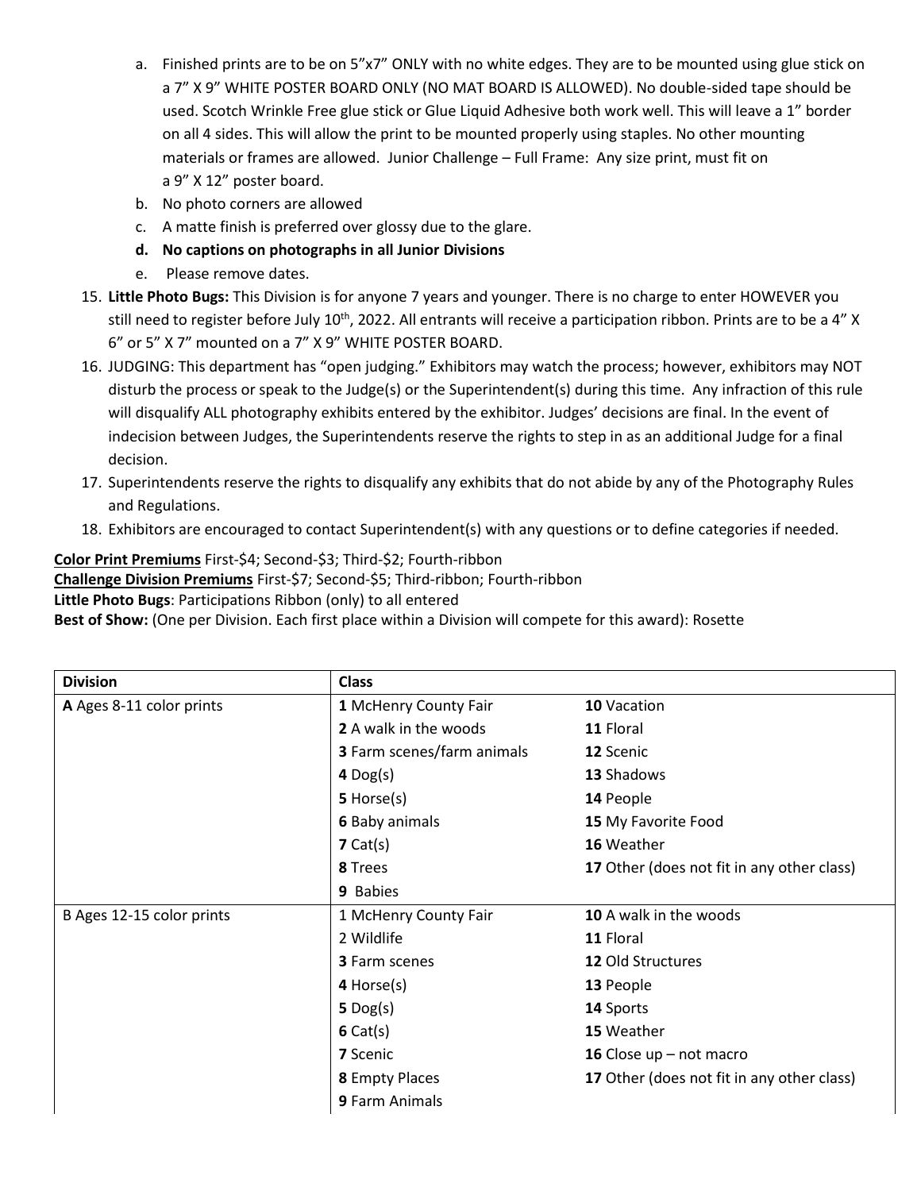a. Finished prints are to be on 5"x7" ONLY with no white edges. They are to be mounted using glue stick on a 7" X 9" WHITE POSTER BOARD ONLY (NO MAT BOARD IS ALLOWED). No double-sided tape should be used. Scotch Wrinkle Free glue stick or Glue Liquid Adhesive both work well. This will leave a 1" border on all 4 sides. This will allow the print to be mounted properly using staples. No other mounting materials or frames are allowed. Junior Challenge – Full Frame: Any size print, must fit on a 9" X 12" poster board.

b. No photo corners are allowed

c. A matte finish is preferred over glossy due to the glare.

d. **No captions on photographs in all Junior Divisions**

e. Please remove dates.

15. **Little Photo Bugs:** This Division is for anyone 7 years and younger. There is no charge to enter HOWEVER you still need to register before July 10th, 2022. All entrants will receive a participation ribbon. Prints are to be a 4" X 6" or 5" X 7" mounted on a 7" X 9" WHITE POSTER BOARD.
16. JUDGING: This department has "open judging." Exhibitors may watch the process; however, exhibitors may NOT disturb the process or speak to the Judge(s) or the Superintendent(s) during this time. Any infraction of this rule will disqualify ALL photography exhibits entered by the exhibitor. Judges' decisions are final. In the event of indecision between Judges, the Superintendents reserve the rights to step in as an additional Judge for a final decision.
17. Superintendents reserve the rights to disqualify any exhibits that do not abide by any of the Photography Rules and Regulations.
18. Exhibitors are encouraged to contact Superintendent(s) with any questions or to define categories if needed.

**Color Print Premiums** First-$4; Second-$3; Third-$2; Fourth-ribbon
**Challenge Division Premiums** First-$7; Second-$5; Third-ribbon; Fourth-ribbon
**Little Photo Bugs**: Participations Ribbon (only) to all entered
**Best of Show:** (One per Division. Each first place within a Division will compete for this award): Rosette

| Division | Class | |
|---|---|---|
| **A** Ages 8-11 color prints | **1** McHenry County Fair | **10** Vacation |
| | **2** A walk in the woods | **11** Floral |
| | **3** Farm scenes/farm animals | **12** Scenic |
| | **4** Dog(s) | **13** Shadows |
| | **5** Horse(s) | **14** People |
| | **6** Baby animals | **15** My Favorite Food |
| | **7** Cat(s) | **16** Weather |
| | **8** Trees | **17** Other (does not fit in any other class) |
| | **9** Babies | |
| B Ages 12-15 color prints | 1 McHenry County Fair | **10** A walk in the woods |
| | 2 Wildlife | **11** Floral |
| | **3** Farm scenes | **12** Old Structures |
| | **4** Horse(s) | **13** People |
| | **5** Dog(s) | **14** Sports |
| | **6** Cat(s) | **15** Weather |
| | **7** Scenic | **16** Close up – not macro |
| | **8** Empty Places | **17** Other (does not fit in any other class) |
| | **9** Farm Animals | |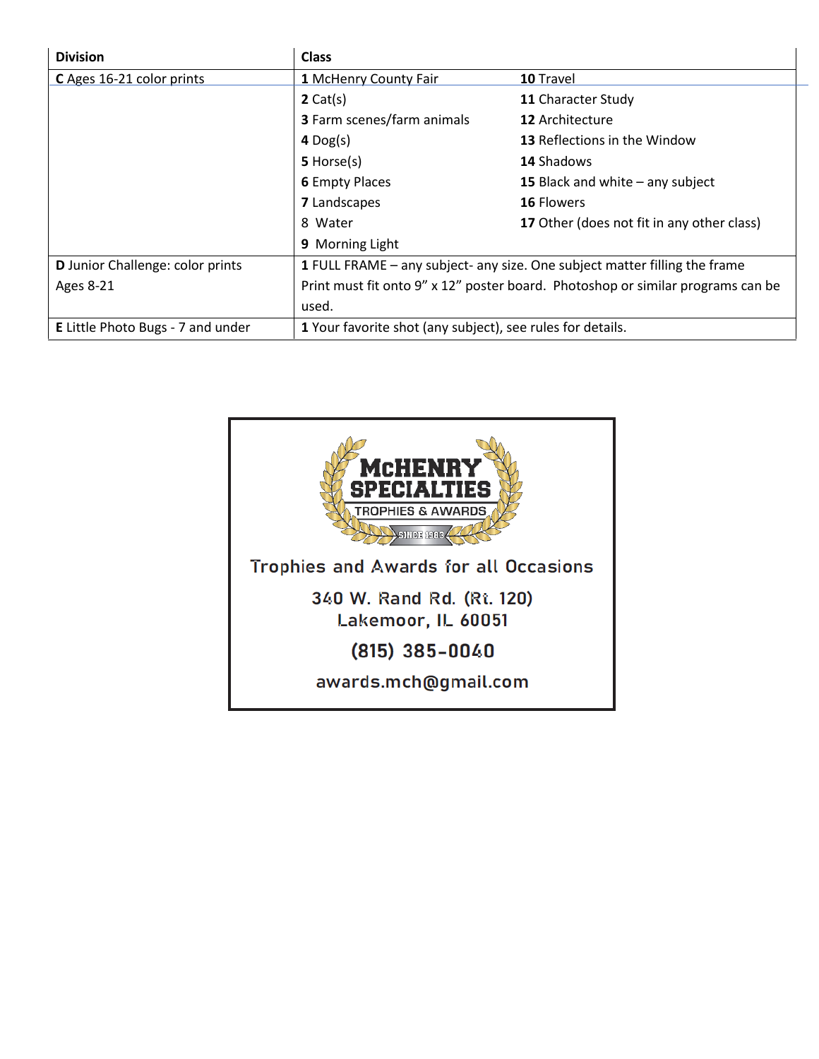| Division | Class | |
|---|---|---|
| **C** Ages 16-21 color prints | **1** McHenry County Fair | **10** Travel |
| | **2** Cat(s) | **11** Character Study |
| | **3** Farm scenes/farm animals | **12** Architecture |
| | **4** Dog(s) | **13** Reflections in the Window |
| | **5** Horse(s) | **14** Shadows |
| | **6** Empty Places | **15** Black and white – any subject |
| | **7** Landscapes | **16** Flowers |
| | 8 Water | **17** Other (does not fit in any other class) |
| | **9** Morning Light | |
| **D** Junior Challenge: color prints Ages 8-21 | **1** FULL FRAME – any subject- any size. One subject matter filling the frame Print must fit onto 9" x 12" poster board. Photoshop or similar programs can be used. | |
| **E** Little Photo Bugs - 7 and under | **1** Your favorite shot (any subject), see rules for details. | |

**McHENRY SPECIALTIES**
TROPHIES & AWARDS
SINCE 1983

Trophies and Awards for all Occasions

340 W. Rand Rd. (Rt. 120)
Lakemoor, IL 60051

(815) 385-0040

awards.mch@gmail.com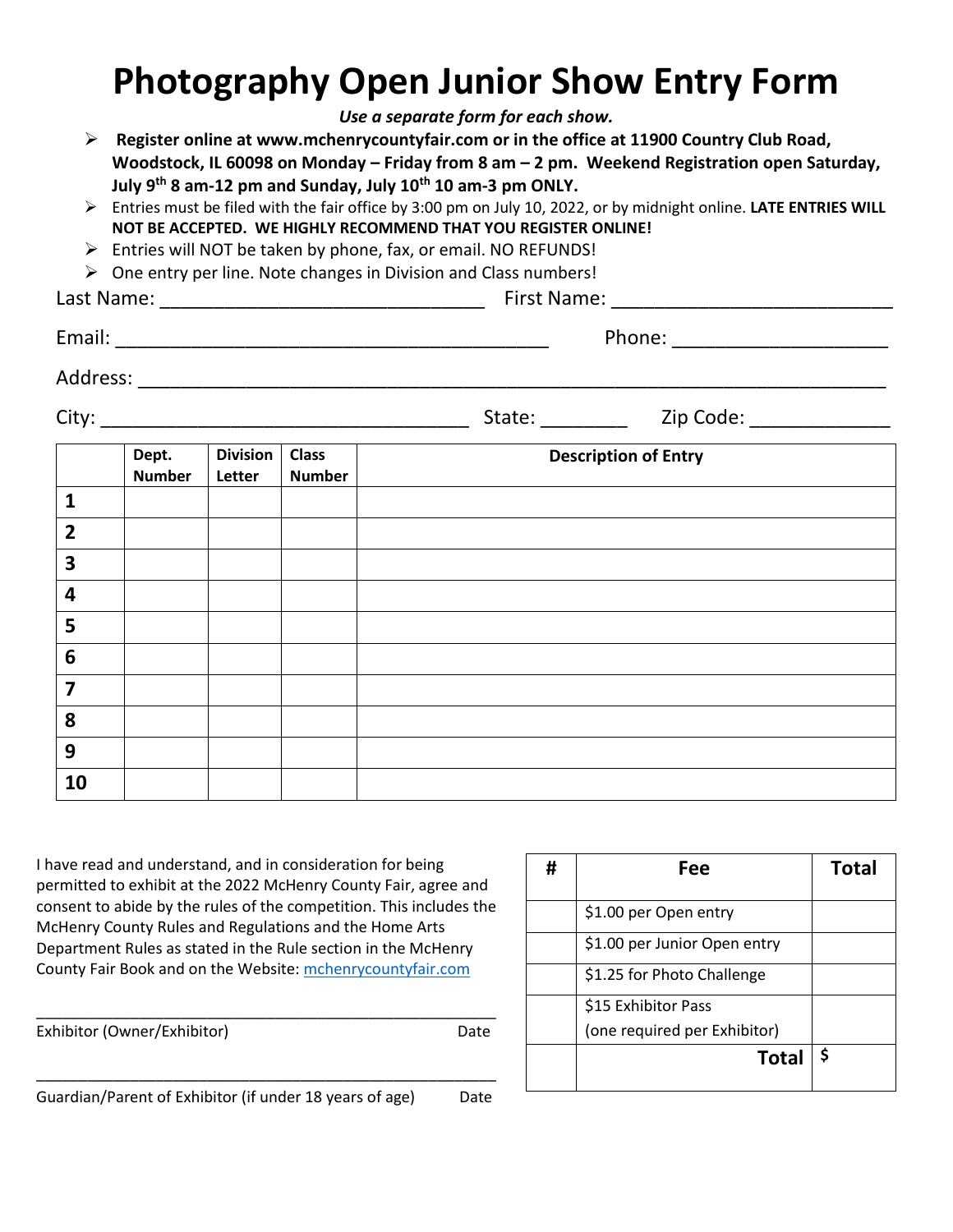# Photography Open Junior Show Entry Form

*Use a separate form for each show.*

- **Register online at www.mchenrycountyfair.com or in the office at 11900 Country Club Road, Woodstock, IL 60098 on Monday – Friday from 8 am – 2 pm. Weekend Registration open Saturday, July 9th 8 am-12 pm and Sunday, July 10th 10 am-3 pm ONLY.**
- Entries must be filed with the fair office by 3:00 pm on July 10, 2022, or by midnight online. **LATE ENTRIES WILL NOT BE ACCEPTED. WE HIGHLY RECOMMEND THAT YOU REGISTER ONLINE!**
- Entries will NOT be taken by phone, fax, or email. NO REFUNDS!
- One entry per line. Note changes in Division and Class numbers!

Last Name: ______________________________ First Name: __________________________

Email: ________________________________________ Phone: ____________________

Address: _____________________________________________________________________

City: __________________________________ State: ________ Zip Code: _____________

| | Dept. Number | Division Letter | Class Number | Description of Entry |
|---|---|---|---|---|
| **1** | | | | |
| **2** | | | | |
| **3** | | | | |
| **4** | | | | |
| **5** | | | | |
| **6** | | | | |
| **7** | | | | |
| **8** | | | | |
| **9** | | | | |
| **10** | | | | |

I have read and understand, and in consideration for being permitted to exhibit at the 2022 McHenry County Fair, agree and consent to abide by the rules of the competition. This includes the McHenry County Rules and Regulations and the Home Arts Department Rules as stated in the Rule section in the McHenry County Fair Book and on the Website: mchenrycountyfair.com

_____________________________________________________

Exhibitor (Owner/Exhibitor) Date

_____________________________________________________

Guardian/Parent of Exhibitor (if under 18 years of age) Date

| # | Fee | Total |
|---|---|---|
| | $1.00 per Open entry | |
| | $1.00 per Junior Open entry | |
| | $1.25 for Photo Challenge | |
| | $15 Exhibitor Pass (one required per Exhibitor) | |
| | **Total** | $ |